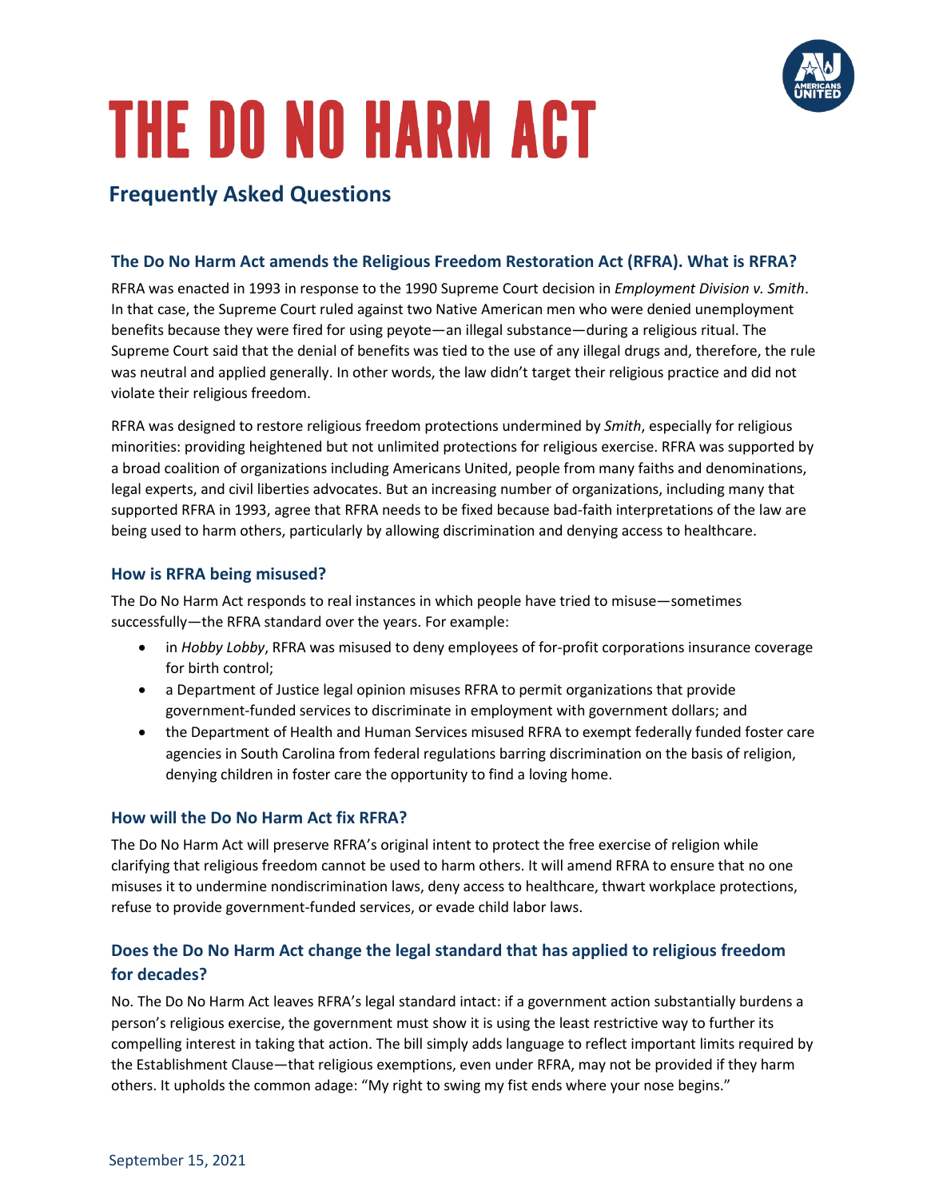# THE DO NO HARM ACT

## Frequently Asked Questions

### The Do No Harm Act amends the Religious Freedom Restoration Act (RFRA). What is RFRA?

RFRA was enacted in 1993 in response to the 1990 Supreme Court decision in *Employment Division v. Smith*. In that case, the Supreme Court ruled against two Native American men who were denied unemployment benefits because they were fired for using peyote—an illegal substance—during a religious ritual. The Supreme Court said that the denial of benefits was tied to the use of any illegal drugs and, therefore, the rule was neutral and applied generally. In other words, the law didn't target their religious practice and did not violate their religious freedom.

RFRA was designed to restore religious freedom protections undermined by *Smith*, especially for religious minorities: providing heightened but not unlimited protections for religious exercise. RFRA was supported by a broad coalition of organizations including Americans United, people from many faiths and denominations, legal experts, and civil liberties advocates. But an increasing number of organizations, including many that supported RFRA in 1993, agree that RFRA needs to be fixed because bad-faith interpretations of the law are being used to harm others, particularly by allowing discrimination and denying access to healthcare.

### How is RFRA being misused?

The Do No Harm Act responds to real instances in which people have tried to misuse—sometimes successfully—the RFRA standard over the years. For example:

- in *Hobby Lobby*, RFRA was misused to deny employees of for-profit corporations insurance coverage for birth control;
- a Department of Justice legal opinion misuses RFRA to permit organizations that provide government-funded services to discriminate in employment with government dollars; and
- the Department of Health and Human Services misused RFRA to exempt federally funded foster care agencies in South Carolina from federal regulations barring discrimination on the basis of religion, denying children in foster care the opportunity to find a loving home.

### How will the Do No Harm Act fix RFRA?

The Do No Harm Act will preserve RFRA's original intent to protect the free exercise of religion while clarifying that religious freedom cannot be used to harm others. It will amend RFRA to ensure that no one misuses it to undermine nondiscrimination laws, deny access to healthcare, thwart workplace protections, refuse to provide government-funded services, or evade child labor laws.

### Does the Do No Harm Act change the legal standard that has applied to religious freedom for decades?

No. The Do No Harm Act leaves RFRA's legal standard intact: if a government action substantially burdens a person's religious exercise, the government must show it is using the least restrictive way to further its compelling interest in taking that action. The bill simply adds language to reflect important limits required by the Establishment Clause—that religious exemptions, even under RFRA, may not be provided if they harm others. It upholds the common adage: "My right to swing my fist ends where your nose begins."

September 15, 2021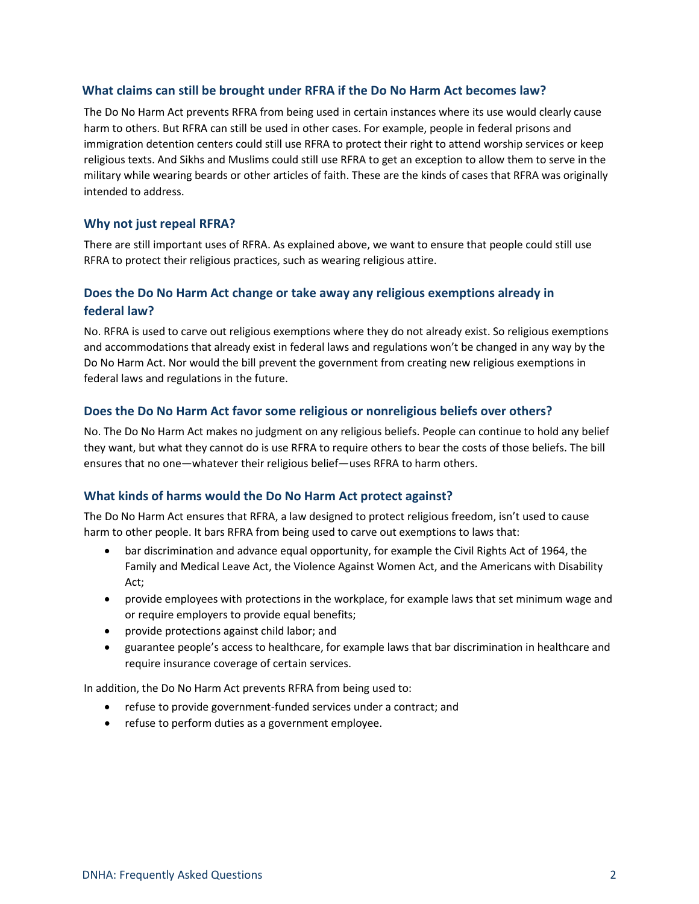### What claims can still be brought under RFRA if the Do No Harm Act becomes law?

The Do No Harm Act prevents RFRA from being used in certain instances where its use would clearly cause harm to others. But RFRA can still be used in other cases. For example, people in federal prisons and immigration detention centers could still use RFRA to protect their right to attend worship services or keep religious texts. And Sikhs and Muslims could still use RFRA to get an exception to allow them to serve in the military while wearing beards or other articles of faith. These are the kinds of cases that RFRA was originally intended to address.

### Why not just repeal RFRA?

There are still important uses of RFRA. As explained above, we want to ensure that people could still use RFRA to protect their religious practices, such as wearing religious attire.

### Does the Do No Harm Act change or take away any religious exemptions already in federal law?

No. RFRA is used to carve out religious exemptions where they do not already exist. So religious exemptions and accommodations that already exist in federal laws and regulations won't be changed in any way by the Do No Harm Act. Nor would the bill prevent the government from creating new religious exemptions in federal laws and regulations in the future.

### Does the Do No Harm Act favor some religious or nonreligious beliefs over others?

No. The Do No Harm Act makes no judgment on any religious beliefs. People can continue to hold any belief they want, but what they cannot do is use RFRA to require others to bear the costs of those beliefs. The bill ensures that no one—whatever their religious belief—uses RFRA to harm others.

### What kinds of harms would the Do No Harm Act protect against?

The Do No Harm Act ensures that RFRA, a law designed to protect religious freedom, isn't used to cause harm to other people. It bars RFRA from being used to carve out exemptions to laws that:

- bar discrimination and advance equal opportunity, for example the Civil Rights Act of 1964, the Family and Medical Leave Act, the Violence Against Women Act, and the Americans with Disability Act;
- provide employees with protections in the workplace, for example laws that set minimum wage and or require employers to provide equal benefits;
- provide protections against child labor; and
- guarantee people's access to healthcare, for example laws that bar discrimination in healthcare and require insurance coverage of certain services.

In addition, the Do No Harm Act prevents RFRA from being used to:

- refuse to provide government-funded services under a contract; and
- refuse to perform duties as a government employee.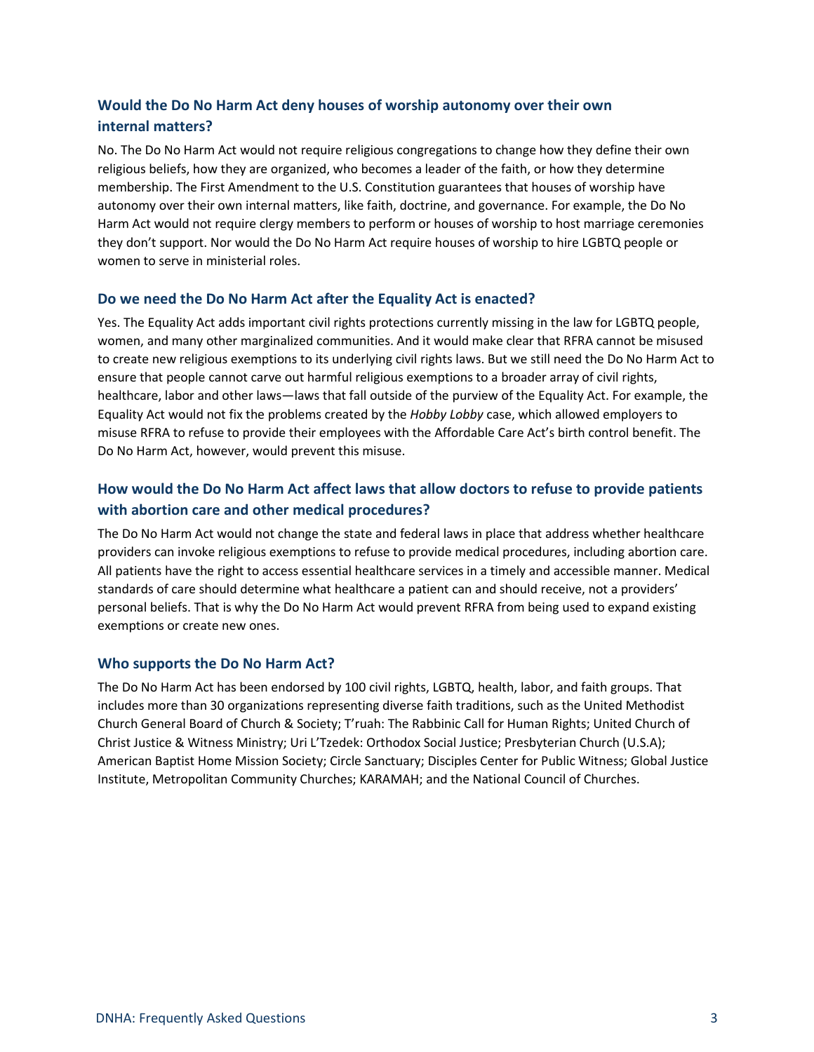## Would the Do No Harm Act deny houses of worship autonomy over their own internal matters?

No. The Do No Harm Act would not require religious congregations to change how they define their own religious beliefs, how they are organized, who becomes a leader of the faith, or how they determine membership. The First Amendment to the U.S. Constitution guarantees that houses of worship have autonomy over their own internal matters, like faith, doctrine, and governance. For example, the Do No Harm Act would not require clergy members to perform or houses of worship to host marriage ceremonies they don't support. Nor would the Do No Harm Act require houses of worship to hire LGBTQ people or women to serve in ministerial roles.

### Do we need the Do No Harm Act after the Equality Act is enacted?

Yes. The Equality Act adds important civil rights protections currently missing in the law for LGBTQ people, women, and many other marginalized communities. And it would make clear that RFRA cannot be misused to create new religious exemptions to its underlying civil rights laws. But we still need the Do No Harm Act to ensure that people cannot carve out harmful religious exemptions to a broader array of civil rights, healthcare, labor and other laws—laws that fall outside of the purview of the Equality Act. For example, the Equality Act would not fix the problems created by the *Hobby Lobby* case, which allowed employers to misuse RFRA to refuse to provide their employees with the Affordable Care Act's birth control benefit. The Do No Harm Act, however, would prevent this misuse.

## How would the Do No Harm Act affect laws that allow doctors to refuse to provide patients with abortion care and other medical procedures?

The Do No Harm Act would not change the state and federal laws in place that address whether healthcare providers can invoke religious exemptions to refuse to provide medical procedures, including abortion care. All patients have the right to access essential healthcare services in a timely and accessible manner. Medical standards of care should determine what healthcare a patient can and should receive, not a providers' personal beliefs. That is why the Do No Harm Act would prevent RFRA from being used to expand existing exemptions or create new ones.

### Who supports the Do No Harm Act?

The Do No Harm Act has been endorsed by 100 civil rights, LGBTQ, health, labor, and faith groups. That includes more than 30 organizations representing diverse faith traditions, such as the United Methodist Church General Board of Church & Society; T'ruah: The Rabbinic Call for Human Rights; United Church of Christ Justice & Witness Ministry; Uri L'Tzedek: Orthodox Social Justice; Presbyterian Church (U.S.A); American Baptist Home Mission Society; Circle Sanctuary; Disciples Center for Public Witness; Global Justice Institute, Metropolitan Community Churches; KARAMAH; and the National Council of Churches.